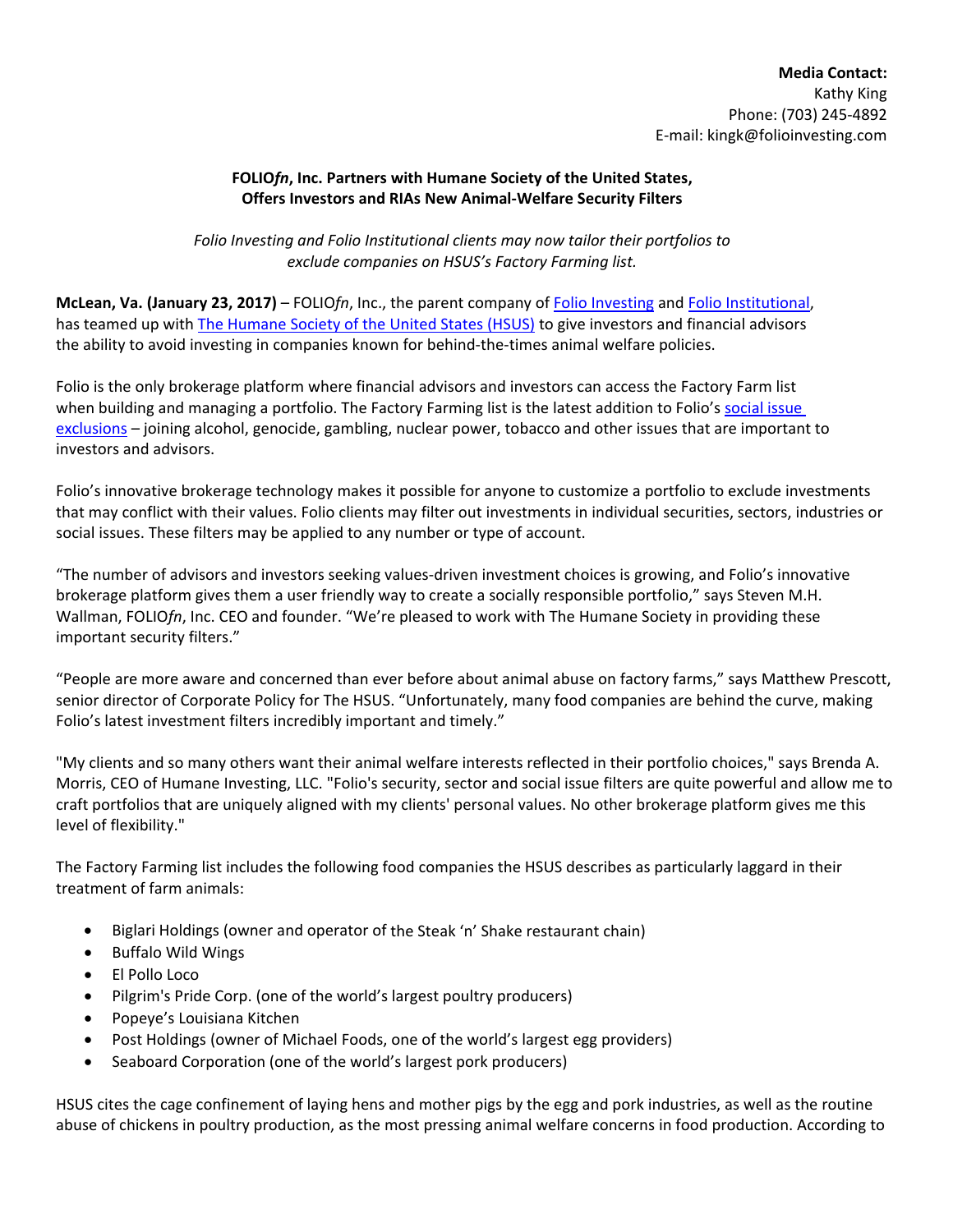**Media Contact:**
Kathy King
Phone: (703) 245-4892
E-mail: kingk@folioinvesting.com

**FOLIO*fn*, Inc. Partners with Humane Society of the United States, Offers Investors and RIAs New Animal-Welfare Security Filters**

*Folio Investing and Folio Institutional clients may now tailor their portfolios to exclude companies on HSUS's Factory Farming list.*

**McLean, Va. (January 23, 2017)** – FOLIO*fn*, Inc., the parent company of Folio Investing and Folio Institutional, has teamed up with The Humane Society of the United States (HSUS) to give investors and financial advisors the ability to avoid investing in companies known for behind-the-times animal welfare policies.

Folio is the only brokerage platform where financial advisors and investors can access the Factory Farm list when building and managing a portfolio. The Factory Farming list is the latest addition to Folio's social issue exclusions – joining alcohol, genocide, gambling, nuclear power, tobacco and other issues that are important to investors and advisors.

Folio's innovative brokerage technology makes it possible for anyone to customize a portfolio to exclude investments that may conflict with their values. Folio clients may filter out investments in individual securities, sectors, industries or social issues. These filters may be applied to any number or type of account.

"The number of advisors and investors seeking values-driven investment choices is growing, and Folio's innovative brokerage platform gives them a user friendly way to create a socially responsible portfolio," says Steven M.H. Wallman, FOLIO*fn*, Inc. CEO and founder. "We're pleased to work with The Humane Society in providing these important security filters."

"People are more aware and concerned than ever before about animal abuse on factory farms," says Matthew Prescott, senior director of Corporate Policy for The HSUS. "Unfortunately, many food companies are behind the curve, making Folio's latest investment filters incredibly important and timely."

"My clients and so many others want their animal welfare interests reflected in their portfolio choices," says Brenda A. Morris, CEO of Humane Investing, LLC. "Folio's security, sector and social issue filters are quite powerful and allow me to craft portfolios that are uniquely aligned with my clients' personal values. No other brokerage platform gives me this level of flexibility."

The Factory Farming list includes the following food companies the HSUS describes as particularly laggard in their treatment of farm animals:

- Biglari Holdings (owner and operator of the Steak 'n' Shake restaurant chain)
- Buffalo Wild Wings
- El Pollo Loco
- Pilgrim's Pride Corp. (one of the world's largest poultry producers)
- Popeye's Louisiana Kitchen
- Post Holdings (owner of Michael Foods, one of the world's largest egg providers)
- Seaboard Corporation (one of the world's largest pork producers)

HSUS cites the cage confinement of laying hens and mother pigs by the egg and pork industries, as well as the routine abuse of chickens in poultry production, as the most pressing animal welfare concerns in food production. According to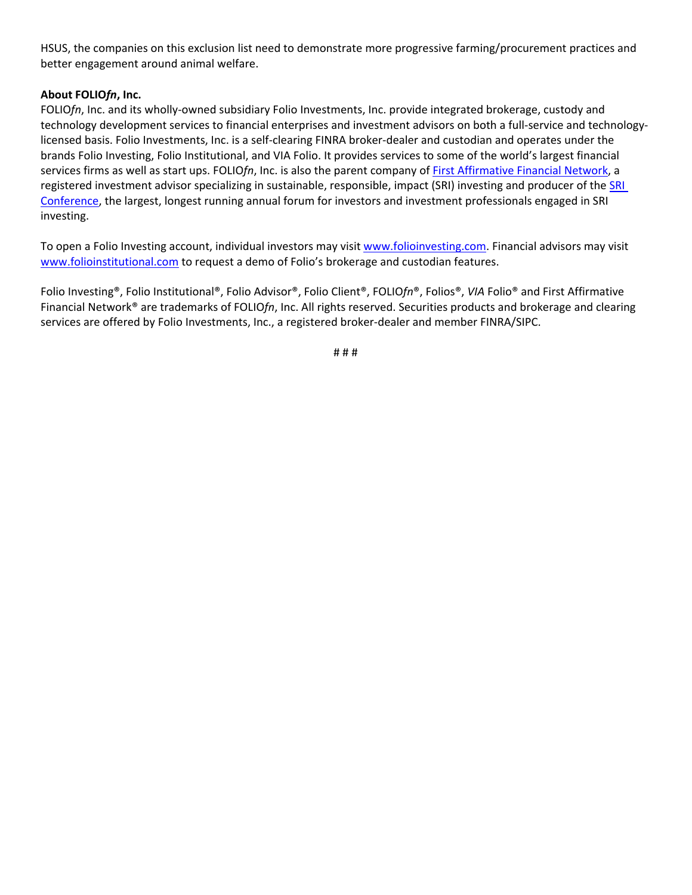HSUS, the companies on this exclusion list need to demonstrate more progressive farming/procurement practices and better engagement around animal welfare.

**About FOLIO*fn*, Inc.**

FOLIO*fn*, Inc. and its wholly-owned subsidiary Folio Investments, Inc. provide integrated brokerage, custody and technology development services to financial enterprises and investment advisors on both a full-service and technology-licensed basis. Folio Investments, Inc. is a self-clearing FINRA broker-dealer and custodian and operates under the brands Folio Investing, Folio Institutional, and VIA Folio. It provides services to some of the world's largest financial services firms as well as start ups. FOLIO*fn*, Inc. is also the parent company of First Affirmative Financial Network, a registered investment advisor specializing in sustainable, responsible, impact (SRI) investing and producer of the SRI Conference, the largest, longest running annual forum for investors and investment professionals engaged in SRI investing.

To open a Folio Investing account, individual investors may visit www.folioinvesting.com. Financial advisors may visit www.folioinstitutional.com to request a demo of Folio's brokerage and custodian features.

Folio Investing®, Folio Institutional®, Folio Advisor®, Folio Client®, FOLIO*fn*®, Folios®, *VIA* Folio® and First Affirmative Financial Network® are trademarks of FOLIO*fn*, Inc. All rights reserved. Securities products and brokerage and clearing services are offered by Folio Investments, Inc., a registered broker-dealer and member FINRA/SIPC.

# # #